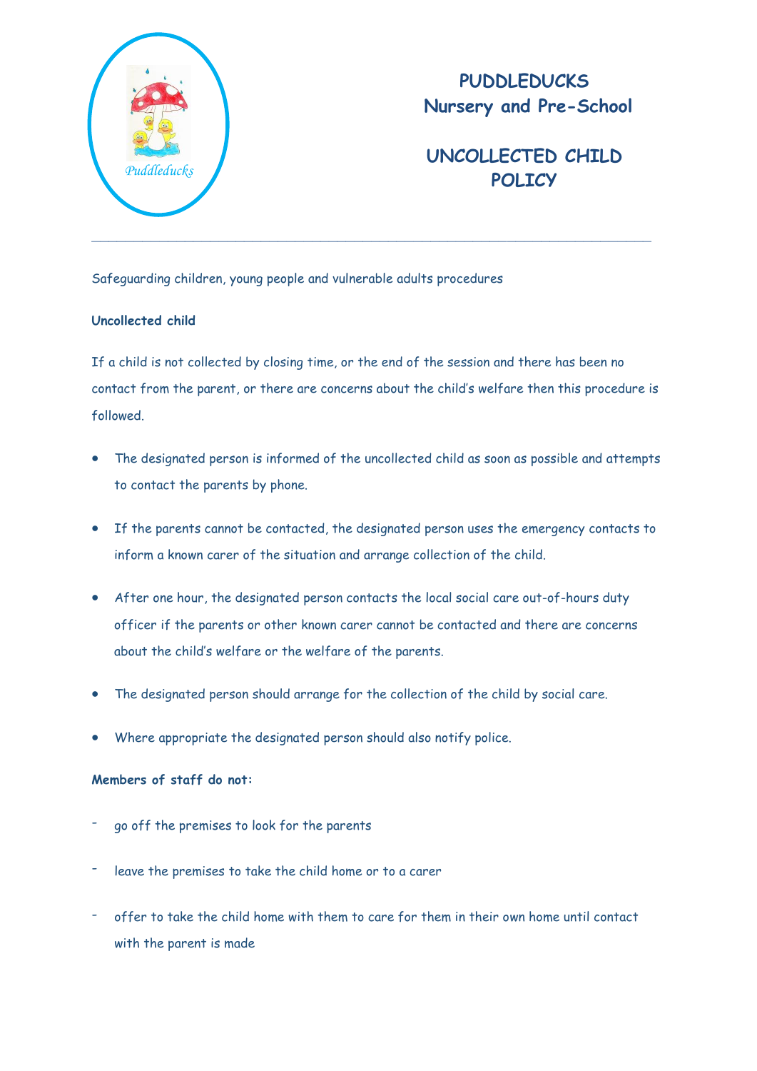# PUDDLEDUCKS Nursery and Pre-School

# UNCOLLECTED CHILD POLICY

---

Safeguarding children, young people and vulnerable adults procedures

**Uncollected child**

If a child is not collected by closing time, or the end of the session and there has been no contact from the parent, or there are concerns about the child's welfare then this procedure is followed.

- The designated person is informed of the uncollected child as soon as possible and attempts to contact the parents by phone.
- If the parents cannot be contacted, the designated person uses the emergency contacts to inform a known carer of the situation and arrange collection of the child.
- After one hour, the designated person contacts the local social care out-of-hours duty officer if the parents or other known carer cannot be contacted and there are concerns about the child's welfare or the welfare of the parents.
- The designated person should arrange for the collection of the child by social care.
- Where appropriate the designated person should also notify police.

**Members of staff do not:**

- go off the premises to look for the parents
- leave the premises to take the child home or to a carer
- offer to take the child home with them to care for them in their own home until contact with the parent is made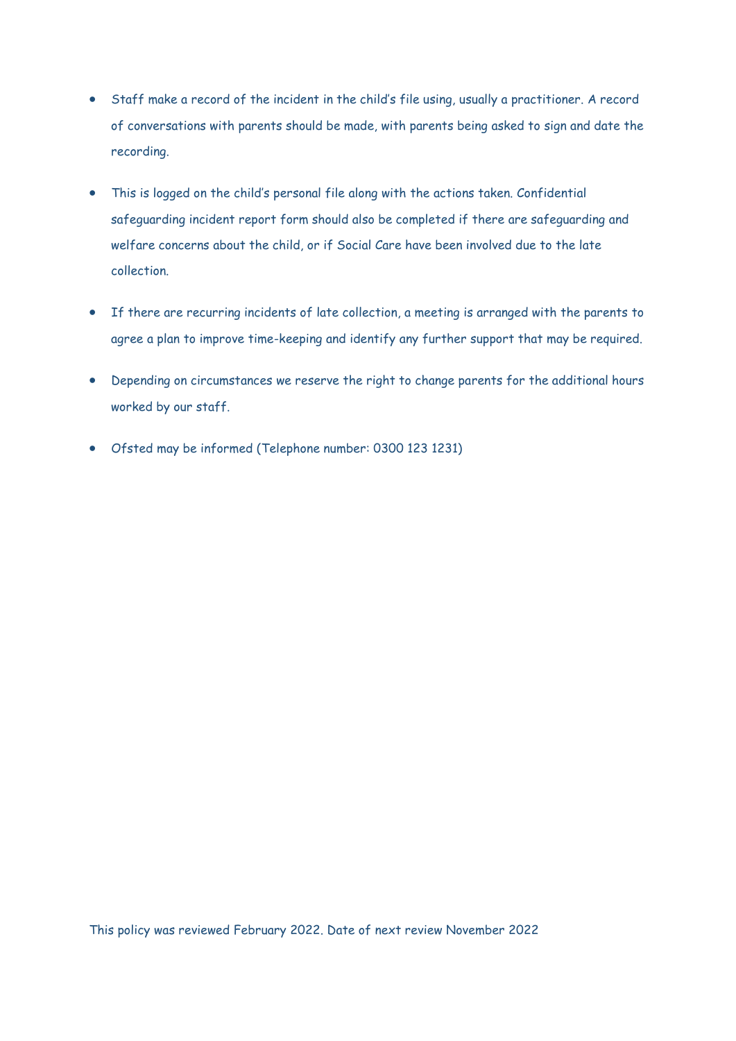- Staff make a record of the incident in the child's file using, usually a practitioner. A record of conversations with parents should be made, with parents being asked to sign and date the recording.

- This is logged on the child's personal file along with the actions taken. Confidential safeguarding incident report form should also be completed if there are safeguarding and welfare concerns about the child, or if Social Care have been involved due to the late collection.

- If there are recurring incidents of late collection, a meeting is arranged with the parents to agree a plan to improve time-keeping and identify any further support that may be required.

- Depending on circumstances we reserve the right to change parents for the additional hours worked by our staff.

- Ofsted may be informed (Telephone number: 0300 123 1231)

This policy was reviewed February 2022. Date of next review November 2022